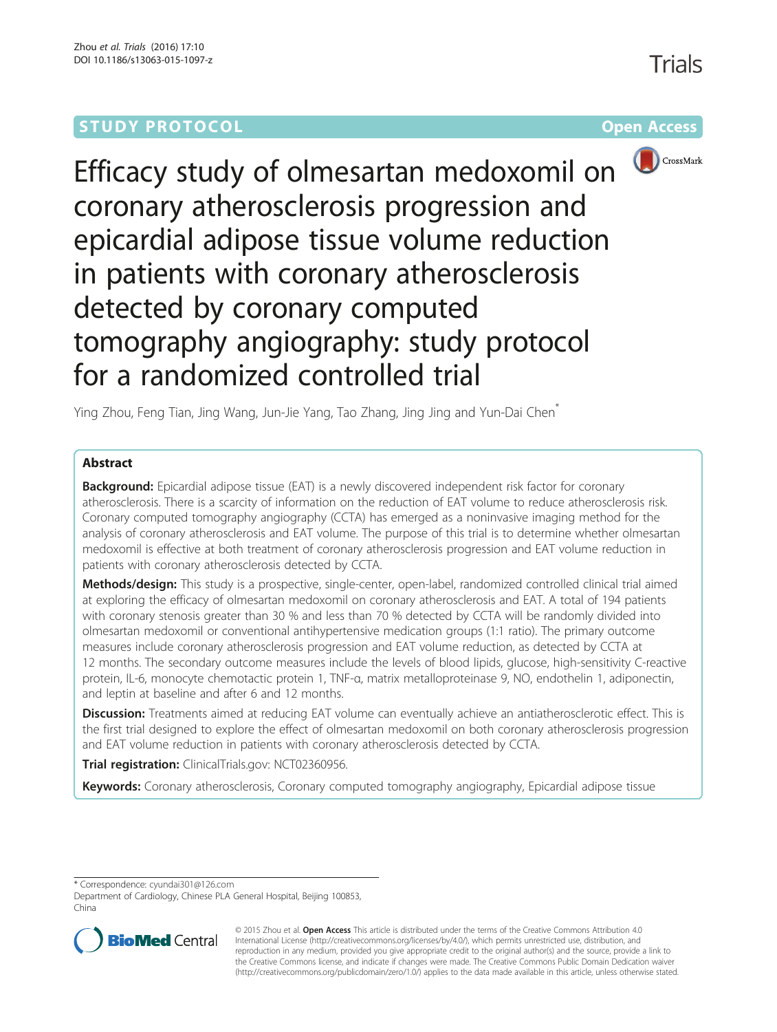STUDY PROTOCOL Open Access

# Efficacy study of olmesartan medoxomil on coronary atherosclerosis progression and epicardial adipose tissue volume reduction in patients with coronary atherosclerosis detected by coronary computed tomography angiography: study protocol for a randomized controlled trial

Ying Zhou, Feng Tian, Jing Wang, Jun-Jie Yang, Tao Zhang, Jing Jing and Yun-Dai Chen*

## Abstract

**Background:** Epicardial adipose tissue (EAT) is a newly discovered independent risk factor for coronary atherosclerosis. There is a scarcity of information on the reduction of EAT volume to reduce atherosclerosis risk. Coronary computed tomography angiography (CCTA) has emerged as a noninvasive imaging method for the analysis of coronary atherosclerosis and EAT volume. The purpose of this trial is to determine whether olmesartan medoxomil is effective at both treatment of coronary atherosclerosis progression and EAT volume reduction in patients with coronary atherosclerosis detected by CCTA.

**Methods/design:** This study is a prospective, single-center, open-label, randomized controlled clinical trial aimed at exploring the efficacy of olmesartan medoxomil on coronary atherosclerosis and EAT. A total of 194 patients with coronary stenosis greater than 30 % and less than 70 % detected by CCTA will be randomly divided into olmesartan medoxomil or conventional antihypertensive medication groups (1:1 ratio). The primary outcome measures include coronary atherosclerosis progression and EAT volume reduction, as detected by CCTA at 12 months. The secondary outcome measures include the levels of blood lipids, glucose, high-sensitivity C-reactive protein, IL-6, monocyte chemotactic protein 1, TNF-α, matrix metalloproteinase 9, NO, endothelin 1, adiponectin, and leptin at baseline and after 6 and 12 months.

**Discussion:** Treatments aimed at reducing EAT volume can eventually achieve an antiatherosclerotic effect. This is the first trial designed to explore the effect of olmesartan medoxomil on both coronary atherosclerosis progression and EAT volume reduction in patients with coronary atherosclerosis detected by CCTA.

**Trial registration:** ClinicalTrials.gov: NCT02360956.

**Keywords:** Coronary atherosclerosis, Coronary computed tomography angiography, Epicardial adipose tissue

---

\* Correspondence: cyundai301@126.com
Department of Cardiology, Chinese PLA General Hospital, Beijing 100853, China

© 2015 Zhou et al. **Open Access** This article is distributed under the terms of the Creative Commons Attribution 4.0 International License (http://creativecommons.org/licenses/by/4.0/), which permits unrestricted use, distribution, and reproduction in any medium, provided you give appropriate credit to the original author(s) and the source, provide a link to the Creative Commons license, and indicate if changes were made. The Creative Commons Public Domain Dedication waiver (http://creativecommons.org/publicdomain/zero/1.0/) applies to the data made available in this article, unless otherwise stated.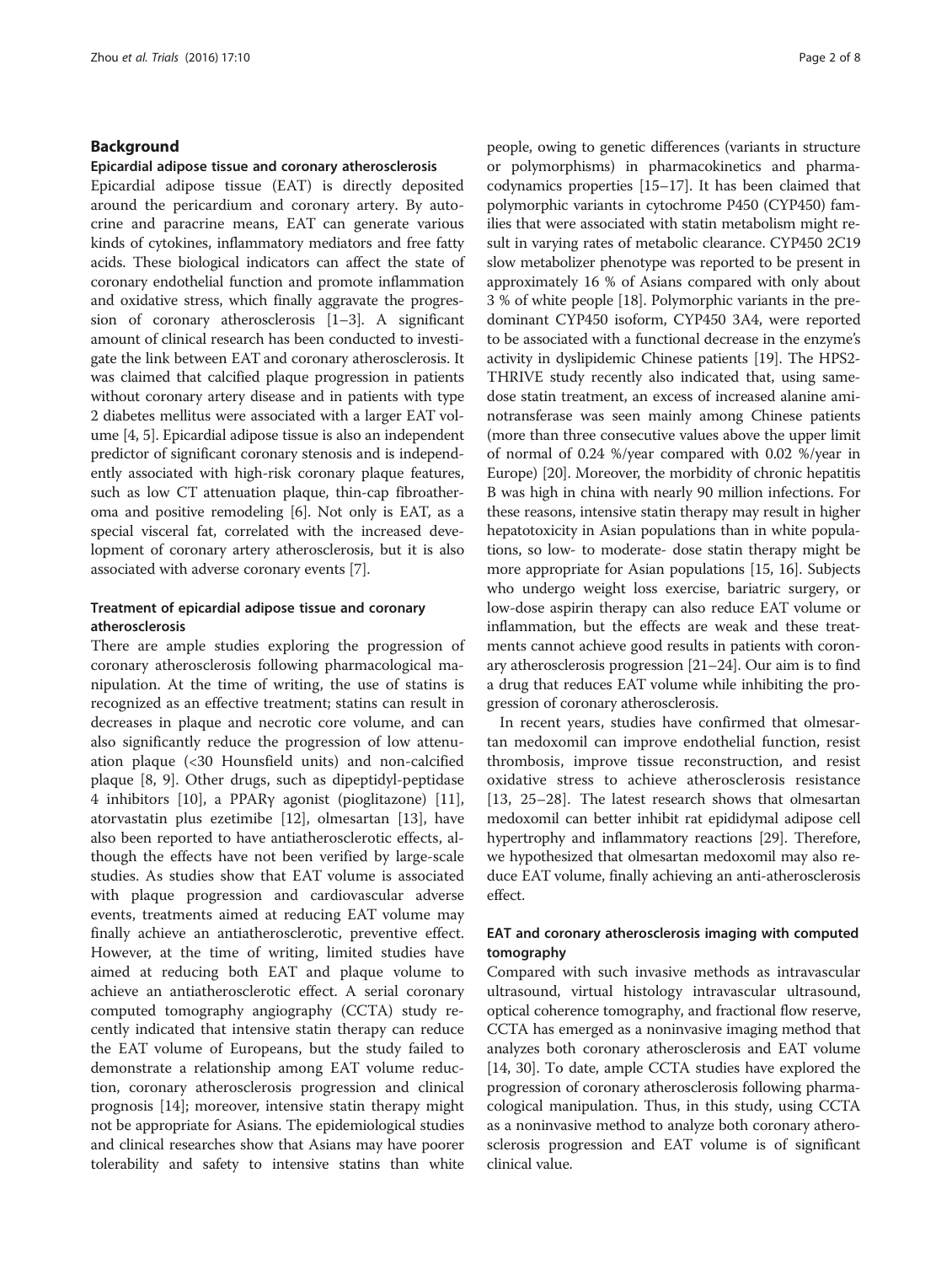## Background

### Epicardial adipose tissue and coronary atherosclerosis

Epicardial adipose tissue (EAT) is directly deposited around the pericardium and coronary artery. By autocrine and paracrine means, EAT can generate various kinds of cytokines, inflammatory mediators and free fatty acids. These biological indicators can affect the state of coronary endothelial function and promote inflammation and oxidative stress, which finally aggravate the progression of coronary atherosclerosis [1–3]. A significant amount of clinical research has been conducted to investigate the link between EAT and coronary atherosclerosis. It was claimed that calcified plaque progression in patients without coronary artery disease and in patients with type 2 diabetes mellitus were associated with a larger EAT volume [4, 5]. Epicardial adipose tissue is also an independent predictor of significant coronary stenosis and is independently associated with high-risk coronary plaque features, such as low CT attenuation plaque, thin-cap fibroatheroma and positive remodeling [6]. Not only is EAT, as a special visceral fat, correlated with the increased development of coronary artery atherosclerosis, but it is also associated with adverse coronary events [7].

### Treatment of epicardial adipose tissue and coronary atherosclerosis

There are ample studies exploring the progression of coronary atherosclerosis following pharmacological manipulation. At the time of writing, the use of statins is recognized as an effective treatment; statins can result in decreases in plaque and necrotic core volume, and can also significantly reduce the progression of low attenuation plaque (<30 Hounsfield units) and non-calcified plaque [8, 9]. Other drugs, such as dipeptidyl-peptidase 4 inhibitors [10], a PPARγ agonist (pioglitazone) [11], atorvastatin plus ezetimibe [12], olmesartan [13], have also been reported to have antiatherosclerotic effects, although the effects have not been verified by large-scale studies. As studies show that EAT volume is associated with plaque progression and cardiovascular adverse events, treatments aimed at reducing EAT volume may finally achieve an antiatherosclerotic, preventive effect. However, at the time of writing, limited studies have aimed at reducing both EAT and plaque volume to achieve an antiatherosclerotic effect. A serial coronary computed tomography angiography (CCTA) study recently indicated that intensive statin therapy can reduce the EAT volume of Europeans, but the study failed to demonstrate a relationship among EAT volume reduction, coronary atherosclerosis progression and clinical prognosis [14]; moreover, intensive statin therapy might not be appropriate for Asians. The epidemiological studies and clinical researches show that Asians may have poorer tolerability and safety to intensive statins than white people, owing to genetic differences (variants in structure or polymorphisms) in pharmacokinetics and pharmacodynamics properties [15–17]. It has been claimed that polymorphic variants in cytochrome P450 (CYP450) families that were associated with statin metabolism might result in varying rates of metabolic clearance. CYP450 2C19 slow metabolizer phenotype was reported to be present in approximately 16 % of Asians compared with only about 3 % of white people [18]. Polymorphic variants in the predominant CYP450 isoform, CYP450 3A4, were reported to be associated with a functional decrease in the enzyme's activity in dyslipidemic Chinese patients [19]. The HPS2-THRIVE study recently also indicated that, using same-dose statin treatment, an excess of increased alanine aminotransferase was seen mainly among Chinese patients (more than three consecutive values above the upper limit of normal of 0.24 %/year compared with 0.02 %/year in Europe) [20]. Moreover, the morbidity of chronic hepatitis B was high in china with nearly 90 million infections. For these reasons, intensive statin therapy may result in higher hepatotoxicity in Asian populations than in white populations, so low- to moderate- dose statin therapy might be more appropriate for Asian populations [15, 16]. Subjects who undergo weight loss exercise, bariatric surgery, or low-dose aspirin therapy can also reduce EAT volume or inflammation, but the effects are weak and these treatments cannot achieve good results in patients with coronary atherosclerosis progression [21–24]. Our aim is to find a drug that reduces EAT volume while inhibiting the progression of coronary atherosclerosis.

In recent years, studies have confirmed that olmesartan medoxomil can improve endothelial function, resist thrombosis, improve tissue reconstruction, and resist oxidative stress to achieve atherosclerosis resistance [13, 25–28]. The latest research shows that olmesartan medoxomil can better inhibit rat epididymal adipose cell hypertrophy and inflammatory reactions [29]. Therefore, we hypothesized that olmesartan medoxomil may also reduce EAT volume, finally achieving an anti-atherosclerosis effect.

### EAT and coronary atherosclerosis imaging with computed tomography

Compared with such invasive methods as intravascular ultrasound, virtual histology intravascular ultrasound, optical coherence tomography, and fractional flow reserve, CCTA has emerged as a noninvasive imaging method that analyzes both coronary atherosclerosis and EAT volume [14, 30]. To date, ample CCTA studies have explored the progression of coronary atherosclerosis following pharmacological manipulation. Thus, in this study, using CCTA as a noninvasive method to analyze both coronary atherosclerosis progression and EAT volume is of significant clinical value.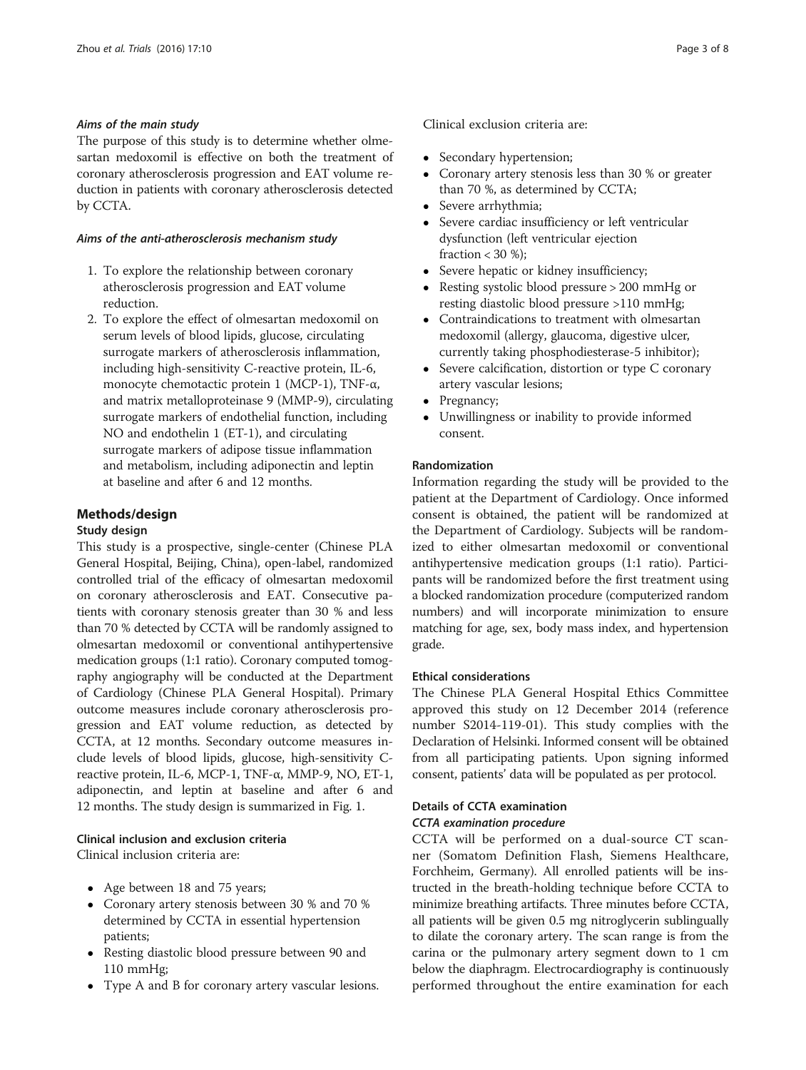#### *Aims of the main study*

The purpose of this study is to determine whether olmesartan medoxomil is effective on both the treatment of coronary atherosclerosis progression and EAT volume reduction in patients with coronary atherosclerosis detected by CCTA.

#### *Aims of the anti-atherosclerosis mechanism study*

1. To explore the relationship between coronary atherosclerosis progression and EAT volume reduction.
2. To explore the effect of olmesartan medoxomil on serum levels of blood lipids, glucose, circulating surrogate markers of atherosclerosis inflammation, including high-sensitivity C-reactive protein, IL-6, monocyte chemotactic protein 1 (MCP-1), TNF-α, and matrix metalloproteinase 9 (MMP-9), circulating surrogate markers of endothelial function, including NO and endothelin 1 (ET-1), and circulating surrogate markers of adipose tissue inflammation and metabolism, including adiponectin and leptin at baseline and after 6 and 12 months.

## Methods/design

### Study design

This study is a prospective, single-center (Chinese PLA General Hospital, Beijing, China), open-label, randomized controlled trial of the efficacy of olmesartan medoxomil on coronary atherosclerosis and EAT. Consecutive patients with coronary stenosis greater than 30 % and less than 70 % detected by CCTA will be randomly assigned to olmesartan medoxomil or conventional antihypertensive medication groups (1:1 ratio). Coronary computed tomography angiography will be conducted at the Department of Cardiology (Chinese PLA General Hospital). Primary outcome measures include coronary atherosclerosis progression and EAT volume reduction, as detected by CCTA, at 12 months. Secondary outcome measures include levels of blood lipids, glucose, high-sensitivity C-reactive protein, IL-6, MCP-1, TNF-α, MMP-9, NO, ET-1, adiponectin, and leptin at baseline and after 6 and 12 months. The study design is summarized in Fig. 1.

### Clinical inclusion and exclusion criteria

Clinical inclusion criteria are:

- Age between 18 and 75 years;
- Coronary artery stenosis between 30 % and 70 % determined by CCTA in essential hypertension patients;
- Resting diastolic blood pressure between 90 and 110 mmHg;
- Type A and B for coronary artery vascular lesions.

Clinical exclusion criteria are:

- Secondary hypertension;
- Coronary artery stenosis less than 30 % or greater than 70 %, as determined by CCTA;
- Severe arrhythmia;
- Severe cardiac insufficiency or left ventricular dysfunction (left ventricular ejection fraction < 30 %);
- Severe hepatic or kidney insufficiency;
- Resting systolic blood pressure > 200 mmHg or resting diastolic blood pressure >110 mmHg;
- Contraindications to treatment with olmesartan medoxomil (allergy, glaucoma, digestive ulcer, currently taking phosphodiesterase-5 inhibitor);
- Severe calcification, distortion or type C coronary artery vascular lesions;
- Pregnancy;
- Unwillingness or inability to provide informed consent.

### Randomization

Information regarding the study will be provided to the patient at the Department of Cardiology. Once informed consent is obtained, the patient will be randomized at the Department of Cardiology. Subjects will be randomized to either olmesartan medoxomil or conventional antihypertensive medication groups (1:1 ratio). Participants will be randomized before the first treatment using a blocked randomization procedure (computerized random numbers) and will incorporate minimization to ensure matching for age, sex, body mass index, and hypertension grade.

### Ethical considerations

The Chinese PLA General Hospital Ethics Committee approved this study on 12 December 2014 (reference number S2014-119-01). This study complies with the Declaration of Helsinki. Informed consent will be obtained from all participating patients. Upon signing informed consent, patients' data will be populated as per protocol.

### Details of CCTA examination

#### *CCTA examination procedure*

CCTA will be performed on a dual-source CT scanner (Somatom Definition Flash, Siemens Healthcare, Forchheim, Germany). All enrolled patients will be instructed in the breath-holding technique before CCTA to minimize breathing artifacts. Three minutes before CCTA, all patients will be given 0.5 mg nitroglycerin sublingually to dilate the coronary artery. The scan range is from the carina or the pulmonary artery segment down to 1 cm below the diaphragm. Electrocardiography is continuously performed throughout the entire examination for each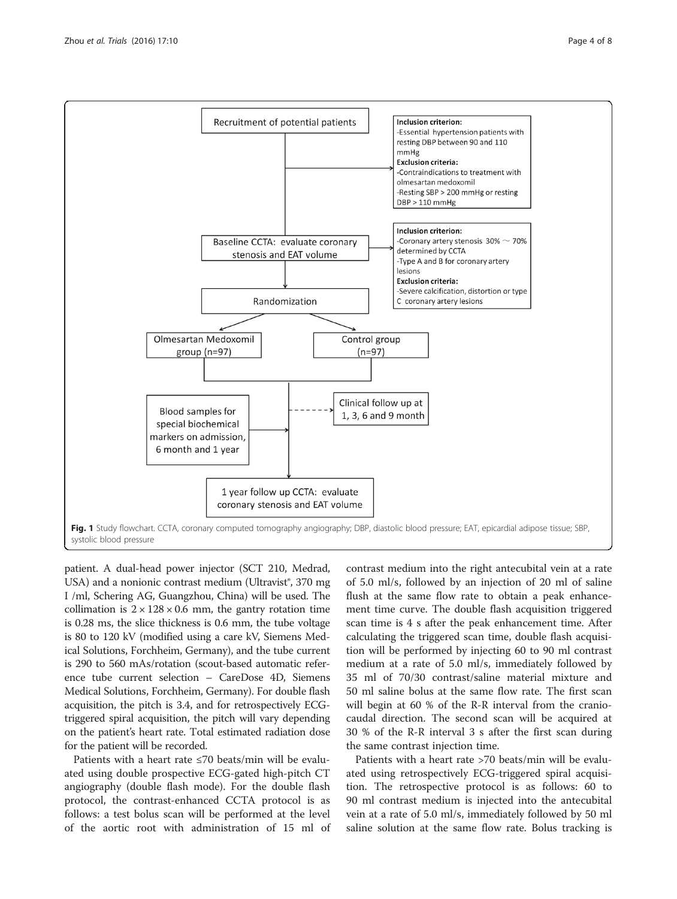Recruitment of potential patients

**Inclusion criterion:**
-Essential hypertension patients with resting DBP between 90 and 110 mmHg
**Exclusion criteria:**
-Contraindications to treatment with olmesartan medoxomil
-Resting SBP > 200 mmHg or resting DBP > 110 mmHg

Baseline CCTA: evaluate coronary stenosis and EAT volume

**Inclusion criterion:**
-Coronary artery stenosis 30% ~ 70% determined by CCTA
-Type A and B for coronary artery lesions
**Exclusion criteria:**
-Severe calcification, distortion or type C coronary artery lesions

Randomization

Olmesartan Medoxomil group (n=97)

Control group (n=97)

Blood samples for special biochemical markers on admission, 6 month and 1 year

Clinical follow up at 1, 3, 6 and 9 month

1 year follow up CCTA: evaluate coronary stenosis and EAT volume

**Fig. 1** Study flowchart. CCTA, coronary computed tomography angiography; DBP, diastolic blood pressure; EAT, epicardial adipose tissue; SBP, systolic blood pressure

patient. A dual-head power injector (SCT 210, Medrad, USA) and a nonionic contrast medium (Ultravist®, 370 mg I /ml, Schering AG, Guangzhou, China) will be used. The collimation is $2 \times 128 \times 0.6$ mm, the gantry rotation time is 0.28 ms, the slice thickness is 0.6 mm, the tube voltage is 80 to 120 kV (modified using a care kV, Siemens Medical Solutions, Forchheim, Germany), and the tube current is 290 to 560 mAs/rotation (scout-based automatic reference tube current selection – CareDose 4D, Siemens Medical Solutions, Forchheim, Germany). For double flash acquisition, the pitch is 3.4, and for retrospectively ECG-triggered spiral acquisition, the pitch will vary depending on the patient's heart rate. Total estimated radiation dose for the patient will be recorded.

Patients with a heart rate ≤70 beats/min will be evaluated using double prospective ECG-gated high-pitch CT angiography (double flash mode). For the double flash protocol, the contrast-enhanced CCTA protocol is as follows: a test bolus scan will be performed at the level of the aortic root with administration of 15 ml of contrast medium into the right antecubital vein at a rate of 5.0 ml/s, followed by an injection of 20 ml of saline flush at the same flow rate to obtain a peak enhancement time curve. The double flash acquisition triggered scan time is 4 s after the peak enhancement time. After calculating the triggered scan time, double flash acquisition will be performed by injecting 60 to 90 ml contrast medium at a rate of 5.0 ml/s, immediately followed by 35 ml of 70/30 contrast/saline material mixture and 50 ml saline bolus at the same flow rate. The first scan will begin at 60 % of the R-R interval from the craniocaudal direction. The second scan will be acquired at 30 % of the R-R interval 3 s after the first scan during the same contrast injection time.

Patients with a heart rate >70 beats/min will be evaluated using retrospectively ECG-triggered spiral acquisition. The retrospective protocol is as follows: 60 to 90 ml contrast medium is injected into the antecubital vein at a rate of 5.0 ml/s, immediately followed by 50 ml saline solution at the same flow rate. Bolus tracking is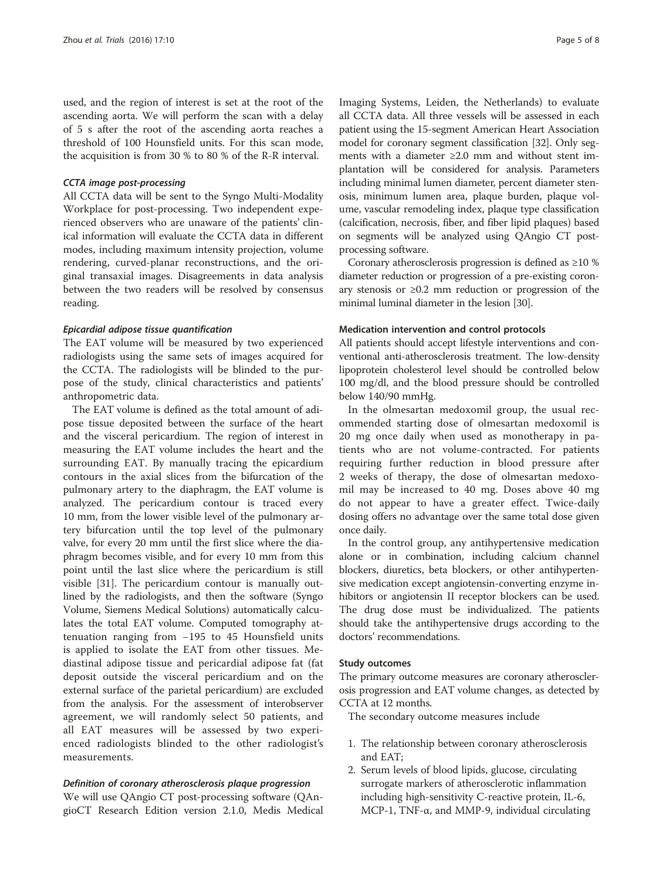used, and the region of interest is set at the root of the ascending aorta. We will perform the scan with a delay of 5 s after the root of the ascending aorta reaches a threshold of 100 Hounsfield units. For this scan mode, the acquisition is from 30 % to 80 % of the R-R interval.

#### *CCTA image post-processing*

All CCTA data will be sent to the Syngo Multi-Modality Workplace for post-processing. Two independent experienced observers who are unaware of the patients' clinical information will evaluate the CCTA data in different modes, including maximum intensity projection, volume rendering, curved-planar reconstructions, and the original transaxial images. Disagreements in data analysis between the two readers will be resolved by consensus reading.

#### *Epicardial adipose tissue quantification*

The EAT volume will be measured by two experienced radiologists using the same sets of images acquired for the CCTA. The radiologists will be blinded to the purpose of the study, clinical characteristics and patients' anthropometric data.

The EAT volume is defined as the total amount of adipose tissue deposited between the surface of the heart and the visceral pericardium. The region of interest in measuring the EAT volume includes the heart and the surrounding EAT. By manually tracing the epicardium contours in the axial slices from the bifurcation of the pulmonary artery to the diaphragm, the EAT volume is analyzed. The pericardium contour is traced every 10 mm, from the lower visible level of the pulmonary artery bifurcation until the top level of the pulmonary valve, for every 20 mm until the first slice where the diaphragm becomes visible, and for every 10 mm from this point until the last slice where the pericardium is still visible [31]. The pericardium contour is manually outlined by the radiologists, and then the software (Syngo Volume, Siemens Medical Solutions) automatically calculates the total EAT volume. Computed tomography attenuation ranging from −195 to 45 Hounsfield units is applied to isolate the EAT from other tissues. Mediastinal adipose tissue and pericardial adipose fat (fat deposit outside the visceral pericardium and on the external surface of the parietal pericardium) are excluded from the analysis. For the assessment of interobserver agreement, we will randomly select 50 patients, and all EAT measures will be assessed by two experienced radiologists blinded to the other radiologist's measurements.

#### *Definition of coronary atherosclerosis plaque progression*

We will use QAngio CT post-processing software (QAngioCT Research Edition version 2.1.0, Medis Medical Imaging Systems, Leiden, the Netherlands) to evaluate all CCTA data. All three vessels will be assessed in each patient using the 15-segment American Heart Association model for coronary segment classification [32]. Only segments with a diameter ≥2.0 mm and without stent implantation will be considered for analysis. Parameters including minimal lumen diameter, percent diameter stenosis, minimum lumen area, plaque burden, plaque volume, vascular remodeling index, plaque type classification (calcification, necrosis, fiber, and fiber lipid plaques) based on segments will be analyzed using QAngio CT post-processing software.

Coronary atherosclerosis progression is defined as ≥10 % diameter reduction or progression of a pre-existing coronary stenosis or ≥0.2 mm reduction or progression of the minimal luminal diameter in the lesion [30].

### Medication intervention and control protocols

All patients should accept lifestyle interventions and conventional anti-atherosclerosis treatment. The low-density lipoprotein cholesterol level should be controlled below 100 mg/dl, and the blood pressure should be controlled below 140/90 mmHg.

In the olmesartan medoxomil group, the usual recommended starting dose of olmesartan medoxomil is 20 mg once daily when used as monotherapy in patients who are not volume-contracted. For patients requiring further reduction in blood pressure after 2 weeks of therapy, the dose of olmesartan medoxomil may be increased to 40 mg. Doses above 40 mg do not appear to have a greater effect. Twice-daily dosing offers no advantage over the same total dose given once daily.

In the control group, any antihypertensive medication alone or in combination, including calcium channel blockers, diuretics, beta blockers, or other antihypertensive medication except angiotensin-converting enzyme inhibitors or angiotensin II receptor blockers can be used. The drug dose must be individualized. The patients should take the antihypertensive drugs according to the doctors' recommendations.

### Study outcomes

The primary outcome measures are coronary atherosclerosis progression and EAT volume changes, as detected by CCTA at 12 months.

The secondary outcome measures include

1. The relationship between coronary atherosclerosis and EAT;
2. Serum levels of blood lipids, glucose, circulating surrogate markers of atherosclerotic inflammation including high-sensitivity C-reactive protein, IL-6, MCP-1, TNF-α, and MMP-9, individual circulating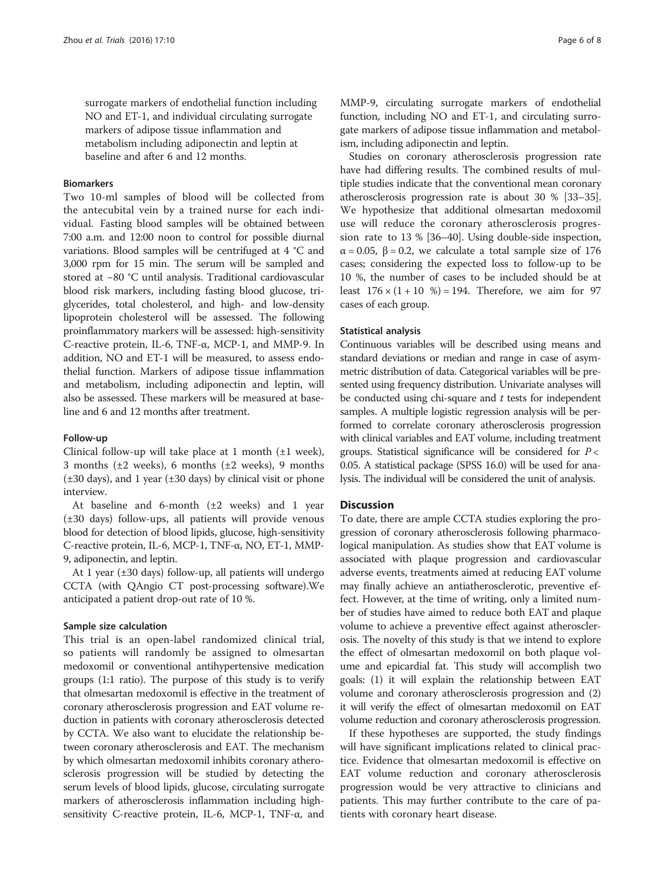surrogate markers of endothelial function including NO and ET-1, and individual circulating surrogate markers of adipose tissue inflammation and metabolism including adiponectin and leptin at baseline and after 6 and 12 months.

#### Biomarkers

Two 10-ml samples of blood will be collected from the antecubital vein by a trained nurse for each individual. Fasting blood samples will be obtained between 7:00 a.m. and 12:00 noon to control for possible diurnal variations. Blood samples will be centrifuged at 4 °C and 3,000 rpm for 15 min. The serum will be sampled and stored at −80 °C until analysis. Traditional cardiovascular blood risk markers, including fasting blood glucose, triglycerides, total cholesterol, and high- and low-density lipoprotein cholesterol will be assessed. The following proinflammatory markers will be assessed: high-sensitivity C-reactive protein, IL-6, TNF-α, MCP-1, and MMP-9. In addition, NO and ET-1 will be measured, to assess endothelial function. Markers of adipose tissue inflammation and metabolism, including adiponectin and leptin, will also be assessed. These markers will be measured at baseline and 6 and 12 months after treatment.

#### Follow-up

Clinical follow-up will take place at 1 month (±1 week), 3 months (±2 weeks), 6 months (±2 weeks), 9 months (±30 days), and 1 year (±30 days) by clinical visit or phone interview.

At baseline and 6-month (±2 weeks) and 1 year (±30 days) follow-ups, all patients will provide venous blood for detection of blood lipids, glucose, high-sensitivity C-reactive protein, IL-6, MCP-1, TNF-α, NO, ET-1, MMP-9, adiponectin, and leptin.

At 1 year (±30 days) follow-up, all patients will undergo CCTA (with QAngio CT post-processing software).We anticipated a patient drop-out rate of 10 %.

#### Sample size calculation

This trial is an open-label randomized clinical trial, so patients will randomly be assigned to olmesartan medoxomil or conventional antihypertensive medication groups (1:1 ratio). The purpose of this study is to verify that olmesartan medoxomil is effective in the treatment of coronary atherosclerosis progression and EAT volume reduction in patients with coronary atherosclerosis detected by CCTA. We also want to elucidate the relationship between coronary atherosclerosis and EAT. The mechanism by which olmesartan medoxomil inhibits coronary atherosclerosis progression will be studied by detecting the serum levels of blood lipids, glucose, circulating surrogate markers of atherosclerosis inflammation including high-sensitivity C-reactive protein, IL-6, MCP-1, TNF-α, and MMP-9, circulating surrogate markers of endothelial function, including NO and ET-1, and circulating surrogate markers of adipose tissue inflammation and metabolism, including adiponectin and leptin.

Studies on coronary atherosclerosis progression rate have had differing results. The combined results of multiple studies indicate that the conventional mean coronary atherosclerosis progression rate is about 30 % [33–35]. We hypothesize that additional olmesartan medoxomil use will reduce the coronary atherosclerosis progression rate to 13 % [36–40]. Using double-side inspection, $\alpha = 0.05$, $\beta = 0.2$, we calculate a total sample size of 176 cases; considering the expected loss to follow-up to be 10 %, the number of cases to be included should be at least $176 \times (1 + 10\ \%) = 194$. Therefore, we aim for 97 cases of each group.

#### Statistical analysis

Continuous variables will be described using means and standard deviations or median and range in case of asymmetric distribution of data. Categorical variables will be presented using frequency distribution. Univariate analyses will be conducted using chi-square and *t* tests for independent samples. A multiple logistic regression analysis will be performed to correlate coronary atherosclerosis progression with clinical variables and EAT volume, including treatment groups. Statistical significance will be considered for $P < 0.05$. A statistical package (SPSS 16.0) will be used for analysis. The individual will be considered the unit of analysis.

## Discussion

To date, there are ample CCTA studies exploring the progression of coronary atherosclerosis following pharmacological manipulation. As studies show that EAT volume is associated with plaque progression and cardiovascular adverse events, treatments aimed at reducing EAT volume may finally achieve an antiatherosclerotic, preventive effect. However, at the time of writing, only a limited number of studies have aimed to reduce both EAT and plaque volume to achieve a preventive effect against atherosclerosis. The novelty of this study is that we intend to explore the effect of olmesartan medoxomil on both plaque volume and epicardial fat. This study will accomplish two goals: (1) it will explain the relationship between EAT volume and coronary atherosclerosis progression and (2) it will verify the effect of olmesartan medoxomil on EAT volume reduction and coronary atherosclerosis progression.

If these hypotheses are supported, the study findings will have significant implications related to clinical practice. Evidence that olmesartan medoxomil is effective on EAT volume reduction and coronary atherosclerosis progression would be very attractive to clinicians and patients. This may further contribute to the care of patients with coronary heart disease.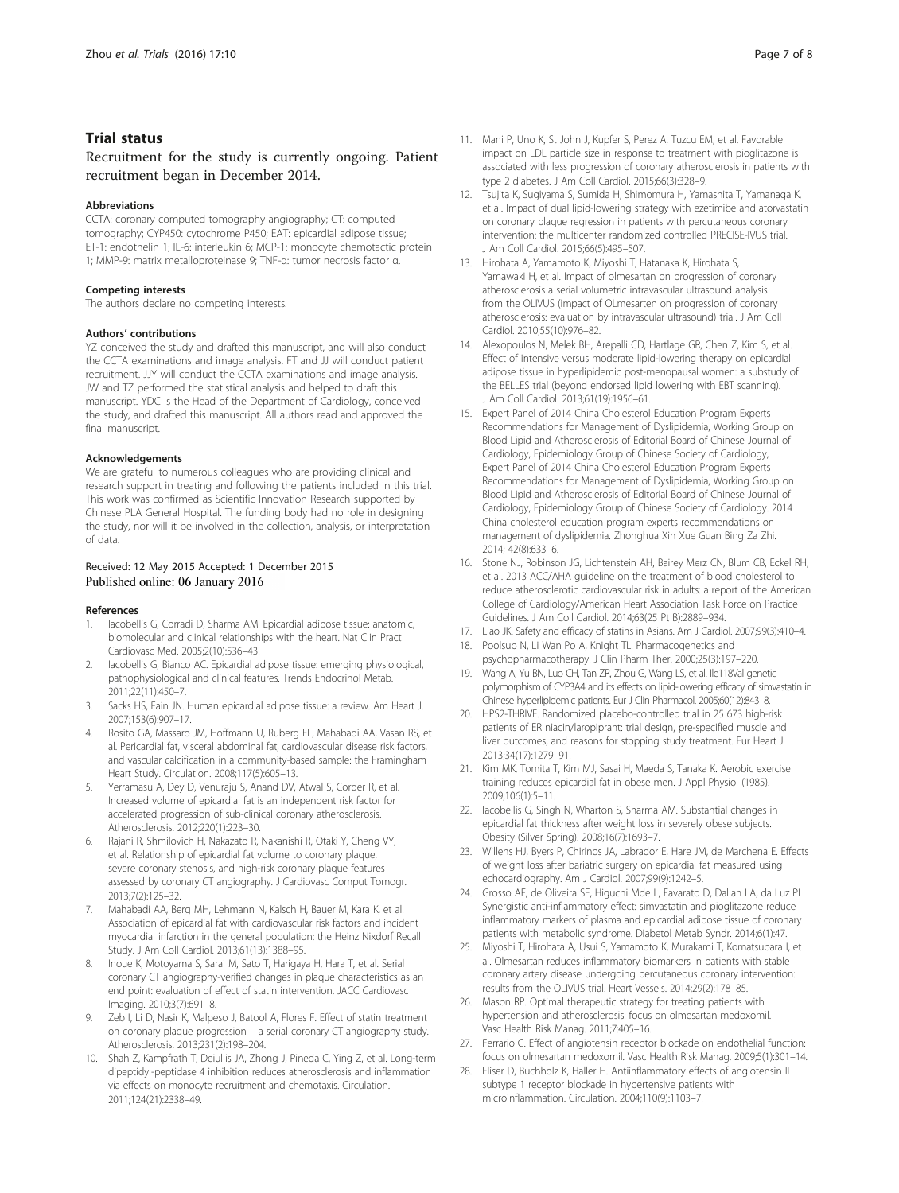## Trial status

Recruitment for the study is currently ongoing. Patient recruitment began in December 2014.

### Abbreviations

CCTA: coronary computed tomography angiography; CT: computed tomography; CYP450: cytochrome P450; EAT: epicardial adipose tissue; ET-1: endothelin 1; IL-6: interleukin 6; MCP-1: monocyte chemotactic protein 1; MMP-9: matrix metalloproteinase 9; TNF-α: tumor necrosis factor α.

### Competing interests

The authors declare no competing interests.

### Authors' contributions

YZ conceived the study and drafted this manuscript, and will also conduct the CCTA examinations and image analysis. FT and JJ will conduct patient recruitment. JJY will conduct the CCTA examinations and image analysis. JW and TZ performed the statistical analysis and helped to draft this manuscript. YDC is the Head of the Department of Cardiology, conceived the study, and drafted this manuscript. All authors read and approved the final manuscript.

### Acknowledgements

We are grateful to numerous colleagues who are providing clinical and research support in treating and following the patients included in this trial. This work was confirmed as Scientific Innovation Research supported by Chinese PLA General Hospital. The funding body had no role in designing the study, nor will it be involved in the collection, analysis, or interpretation of data.

Received: 12 May 2015 Accepted: 1 December 2015
Published online: 06 January 2016

### References

1. Iacobellis G, Corradi D, Sharma AM. Epicardial adipose tissue: anatomic, biomolecular and clinical relationships with the heart. Nat Clin Pract Cardiovasc Med. 2005;2(10):536–43.
2. Iacobellis G, Bianco AC. Epicardial adipose tissue: emerging physiological, pathophysiological and clinical features. Trends Endocrinol Metab. 2011;22(11):450–7.
3. Sacks HS, Fain JN. Human epicardial adipose tissue: a review. Am Heart J. 2007;153(6):907–17.
4. Rosito GA, Massaro JM, Hoffmann U, Ruberg FL, Mahabadi AA, Vasan RS, et al. Pericardial fat, visceral abdominal fat, cardiovascular disease risk factors, and vascular calcification in a community-based sample: the Framingham Heart Study. Circulation. 2008;117(5):605–13.
5. Yerramasu A, Dey D, Venuraju S, Anand DV, Atwal S, Corder R, et al. Increased volume of epicardial fat is an independent risk factor for accelerated progression of sub-clinical coronary atherosclerosis. Atherosclerosis. 2012;220(1):223–30.
6. Rajani R, Shmilovich H, Nakazato R, Nakanishi R, Otaki Y, Cheng VY, et al. Relationship of epicardial fat volume to coronary plaque, severe coronary stenosis, and high-risk coronary plaque features assessed by coronary CT angiography. J Cardiovasc Comput Tomogr. 2013;7(2):125–32.
7. Mahabadi AA, Berg MH, Lehmann N, Kalsch H, Bauer M, Kara K, et al. Association of epicardial fat with cardiovascular risk factors and incident myocardial infarction in the general population: the Heinz Nixdorf Recall Study. J Am Coll Cardiol. 2013;61(13):1388–95.
8. Inoue K, Motoyama S, Sarai M, Sato T, Harigaya H, Hara T, et al. Serial coronary CT angiography-verified changes in plaque characteristics as an end point: evaluation of effect of statin intervention. JACC Cardiovasc Imaging. 2010;3(7):691–8.
9. Zeb I, Li D, Nasir K, Malpeso J, Batool A, Flores F. Effect of statin treatment on coronary plaque progression – a serial coronary CT angiography study. Atherosclerosis. 2013;231(2):198–204.
10. Shah Z, Kampfrath T, Deiuliis JA, Zhong J, Pineda C, Ying Z, et al. Long-term dipeptidyl-peptidase 4 inhibition reduces atherosclerosis and inflammation via effects on monocyte recruitment and chemotaxis. Circulation. 2011;124(21):2338–49.
11. Mani P, Uno K, St John J, Kupfer S, Perez A, Tuzcu EM, et al. Favorable impact on LDL particle size in response to treatment with pioglitazone is associated with less progression of coronary atherosclerosis in patients with type 2 diabetes. J Am Coll Cardiol. 2015;66(3):328–9.
12. Tsujita K, Sugiyama S, Sumida H, Shimomura H, Yamashita T, Yamanaga K, et al. Impact of dual lipid-lowering strategy with ezetimibe and atorvastatin on coronary plaque regression in patients with percutaneous coronary intervention: the multicenter randomized controlled PRECISE-IVUS trial. J Am Coll Cardiol. 2015;66(5):495–507.
13. Hirohata A, Yamamoto K, Miyoshi T, Hatanaka K, Hirohata S, Yamawaki H, et al. Impact of olmesartan on progression of coronary atherosclerosis a serial volumetric intravascular ultrasound analysis from the OLIVUS (impact of OLmesarten on progression of coronary atherosclerosis: evaluation by intravascular ultrasound) trial. J Am Coll Cardiol. 2010;55(10):976–82.
14. Alexopoulos N, Melek BH, Arepalli CD, Hartlage GR, Chen Z, Kim S, et al. Effect of intensive versus moderate lipid-lowering therapy on epicardial adipose tissue in hyperlipidemic post-menopausal women: a substudy of the BELLES trial (beyond endorsed lipid lowering with EBT scanning). J Am Coll Cardiol. 2013;61(19):1956–61.
15. Expert Panel of 2014 China Cholesterol Education Program Experts Recommendations for Management of Dyslipidemia, Working Group on Blood Lipid and Atherosclerosis of Editorial Board of Chinese Journal of Cardiology, Epidemiology Group of Chinese Society of Cardiology, Expert Panel of 2014 China Cholesterol Education Program Experts Recommendations for Management of Dyslipidemia, Working Group on Blood Lipid and Atherosclerosis of Editorial Board of Chinese Journal of Cardiology, Epidemiology Group of Chinese Society of Cardiology. 2014 China cholesterol education program experts recommendations on management of dyslipidemia. Zhonghua Xin Xue Guan Bing Za Zhi. 2014; 42(8):633–6.
16. Stone NJ, Robinson JG, Lichtenstein AH, Bairey Merz CN, Blum CB, Eckel RH, et al. 2013 ACC/AHA guideline on the treatment of blood cholesterol to reduce atherosclerotic cardiovascular risk in adults: a report of the American College of Cardiology/American Heart Association Task Force on Practice Guidelines. J Am Coll Cardiol. 2014;63(25 Pt B):2889–934.
17. Liao JK. Safety and efficacy of statins in Asians. Am J Cardiol. 2007;99(3):410–4.
18. Poolsup N, Li Wan Po A, Knight TL. Pharmacogenetics and psychopharmacotherapy. J Clin Pharm Ther. 2000;25(3):197–220.
19. Wang A, Yu BN, Luo CH, Tan ZR, Zhou G, Wang LS, et al. Ile118Val genetic polymorphism of CYP3A4 and its effects on lipid-lowering efficacy of simvastatin in Chinese hyperlipidemic patients. Eur J Clin Pharmacol. 2005;60(12):843–8.
20. HPS2-THRIVE. Randomized placebo-controlled trial in 25 673 high-risk patients of ER niacin/laropiprant: trial design, pre-specified muscle and liver outcomes, and reasons for stopping study treatment. Eur Heart J. 2013;34(17):1279–91.
21. Kim MK, Tomita T, Kim MJ, Sasai H, Maeda S, Tanaka K. Aerobic exercise training reduces epicardial fat in obese men. J Appl Physiol (1985). 2009;106(1):5–11.
22. Iacobellis G, Singh N, Wharton S, Sharma AM. Substantial changes in epicardial fat thickness after weight loss in severely obese subjects. Obesity (Silver Spring). 2008;16(7):1693–7.
23. Willens HJ, Byers P, Chirinos JA, Labrador E, Hare JM, de Marchena E. Effects of weight loss after bariatric surgery on epicardial fat measured using echocardiography. Am J Cardiol. 2007;99(9):1242–5.
24. Grosso AF, de Oliveira SF, Higuchi Mde L, Favarato D, Dallan LA, da Luz PL. Synergistic anti-inflammatory effect: simvastatin and pioglitazone reduce inflammatory markers of plasma and epicardial adipose tissue of coronary patients with metabolic syndrome. Diabetol Metab Syndr. 2014;6(1):47.
25. Miyoshi T, Hirohata A, Usui S, Yamamoto K, Murakami T, Komatsubara I, et al. Olmesartan reduces inflammatory biomarkers in patients with stable coronary artery disease undergoing percutaneous coronary intervention: results from the OLIVUS trial. Heart Vessels. 2014;29(2):178–85.
26. Mason RP. Optimal therapeutic strategy for treating patients with hypertension and atherosclerosis: focus on olmesartan medoxomil. Vasc Health Risk Manag. 2011;7:405–16.
27. Ferrario C. Effect of angiotensin receptor blockade on endothelial function: focus on olmesartan medoxomil. Vasc Health Risk Manag. 2009;5(1):301–14.
28. Fliser D, Buchholz K, Haller H. Antiinflammatory effects of angiotensin II subtype 1 receptor blockade in hypertensive patients with microinflammation. Circulation. 2004;110(9):1103–7.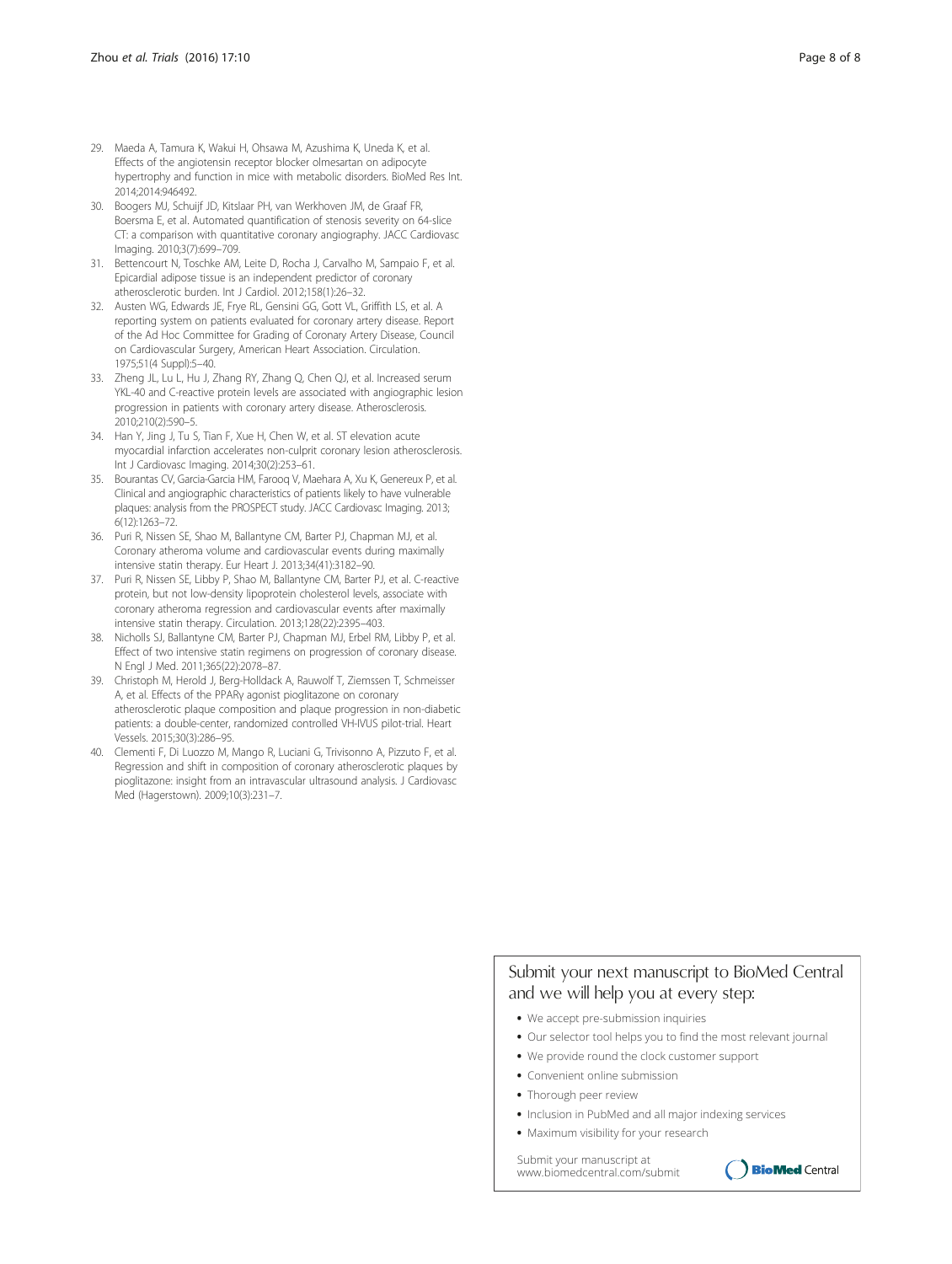29. Maeda A, Tamura K, Wakui H, Ohsawa M, Azushima K, Uneda K, et al. Effects of the angiotensin receptor blocker olmesartan on adipocyte hypertrophy and function in mice with metabolic disorders. BioMed Res Int. 2014;2014:946492.
30. Boogers MJ, Schuijf JD, Kitslaar PH, van Werkhoven JM, de Graaf FR, Boersma E, et al. Automated quantification of stenosis severity on 64-slice CT: a comparison with quantitative coronary angiography. JACC Cardiovasc Imaging. 2010;3(7):699–709.
31. Bettencourt N, Toschke AM, Leite D, Rocha J, Carvalho M, Sampaio F, et al. Epicardial adipose tissue is an independent predictor of coronary atherosclerotic burden. Int J Cardiol. 2012;158(1):26–32.
32. Austen WG, Edwards JE, Frye RL, Gensini GG, Gott VL, Griffith LS, et al. A reporting system on patients evaluated for coronary artery disease. Report of the Ad Hoc Committee for Grading of Coronary Artery Disease, Council on Cardiovascular Surgery, American Heart Association. Circulation. 1975;51(4 Suppl):5–40.
33. Zheng JL, Lu L, Hu J, Zhang RY, Zhang Q, Chen QJ, et al. Increased serum YKL-40 and C-reactive protein levels are associated with angiographic lesion progression in patients with coronary artery disease. Atherosclerosis. 2010;210(2):590–5.
34. Han Y, Jing J, Tu S, Tian F, Xue H, Chen W, et al. ST elevation acute myocardial infarction accelerates non-culprit coronary lesion atherosclerosis. Int J Cardiovasc Imaging. 2014;30(2):253–61.
35. Bourantas CV, Garcia-Garcia HM, Farooq V, Maehara A, Xu K, Genereux P, et al. Clinical and angiographic characteristics of patients likely to have vulnerable plaques: analysis from the PROSPECT study. JACC Cardiovasc Imaging. 2013; 6(12):1263–72.
36. Puri R, Nissen SE, Shao M, Ballantyne CM, Barter PJ, Chapman MJ, et al. Coronary atheroma volume and cardiovascular events during maximally intensive statin therapy. Eur Heart J. 2013;34(41):3182–90.
37. Puri R, Nissen SE, Libby P, Shao M, Ballantyne CM, Barter PJ, et al. C-reactive protein, but not low-density lipoprotein cholesterol levels, associate with coronary atheroma regression and cardiovascular events after maximally intensive statin therapy. Circulation. 2013;128(22):2395–403.
38. Nicholls SJ, Ballantyne CM, Barter PJ, Chapman MJ, Erbel RM, Libby P, et al. Effect of two intensive statin regimens on progression of coronary disease. N Engl J Med. 2011;365(22):2078–87.
39. Christoph M, Herold J, Berg-Holldack A, Rauwolf T, Ziemssen T, Schmeisser A, et al. Effects of the PPARγ agonist pioglitazone on coronary atherosclerotic plaque composition and plaque progression in non-diabetic patients: a double-center, randomized controlled VH-IVUS pilot-trial. Heart Vessels. 2015;30(3):286–95.
40. Clementi F, Di Luozzo M, Mango R, Luciani G, Trivisonno A, Pizzuto F, et al. Regression and shift in composition of coronary atherosclerotic plaques by pioglitazone: insight from an intravascular ultrasound analysis. J Cardiovasc Med (Hagerstown). 2009;10(3):231–7.

Submit your next manuscript to BioMed Central and we will help you at every step:

- We accept pre-submission inquiries
- Our selector tool helps you to find the most relevant journal
- We provide round the clock customer support
- Convenient online submission
- Thorough peer review
- Inclusion in PubMed and all major indexing services
- Maximum visibility for your research

Submit your manuscript at
www.biomedcentral.com/submit

BioMed Central